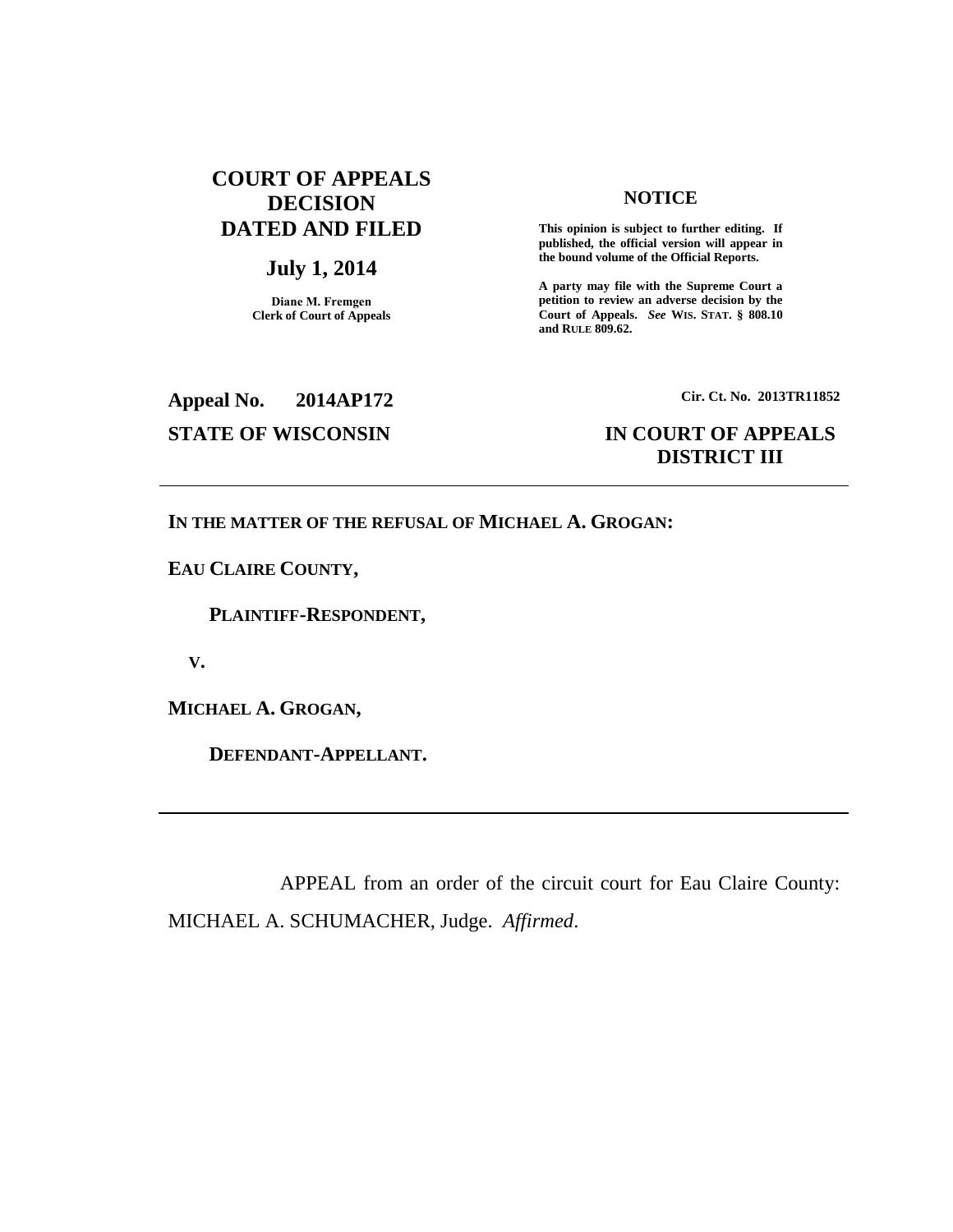**COURT OF APPEALS DECISION DATED AND FILED**

**July 1, 2014**

**Diane M. Fremgen**
**Clerk of Court of Appeals**

**NOTICE**

**This opinion is subject to further editing. If published, the official version will appear in the bound volume of the Official Reports.**

**A party may file with the Supreme Court a petition to review an adverse decision by the Court of Appeals.** ***See*** **WIS. STAT. § 808.10 and RULE 809.62.**

**Appeal No. 2014AP172**

**Cir. Ct. No. 2013TR11852**

**STATE OF WISCONSIN**

**IN COURT OF APPEALS**
**DISTRICT III**

---

**IN THE MATTER OF THE REFUSAL OF MICHAEL A. GROGAN:**

**EAU CLAIRE COUNTY,**

**PLAINTIFF-RESPONDENT,**

**V.**

**MICHAEL A. GROGAN,**

**DEFENDANT-APPELLANT.**

---

APPEAL from an order of the circuit court for Eau Claire County: MICHAEL A. SCHUMACHER, Judge. *Affirmed*.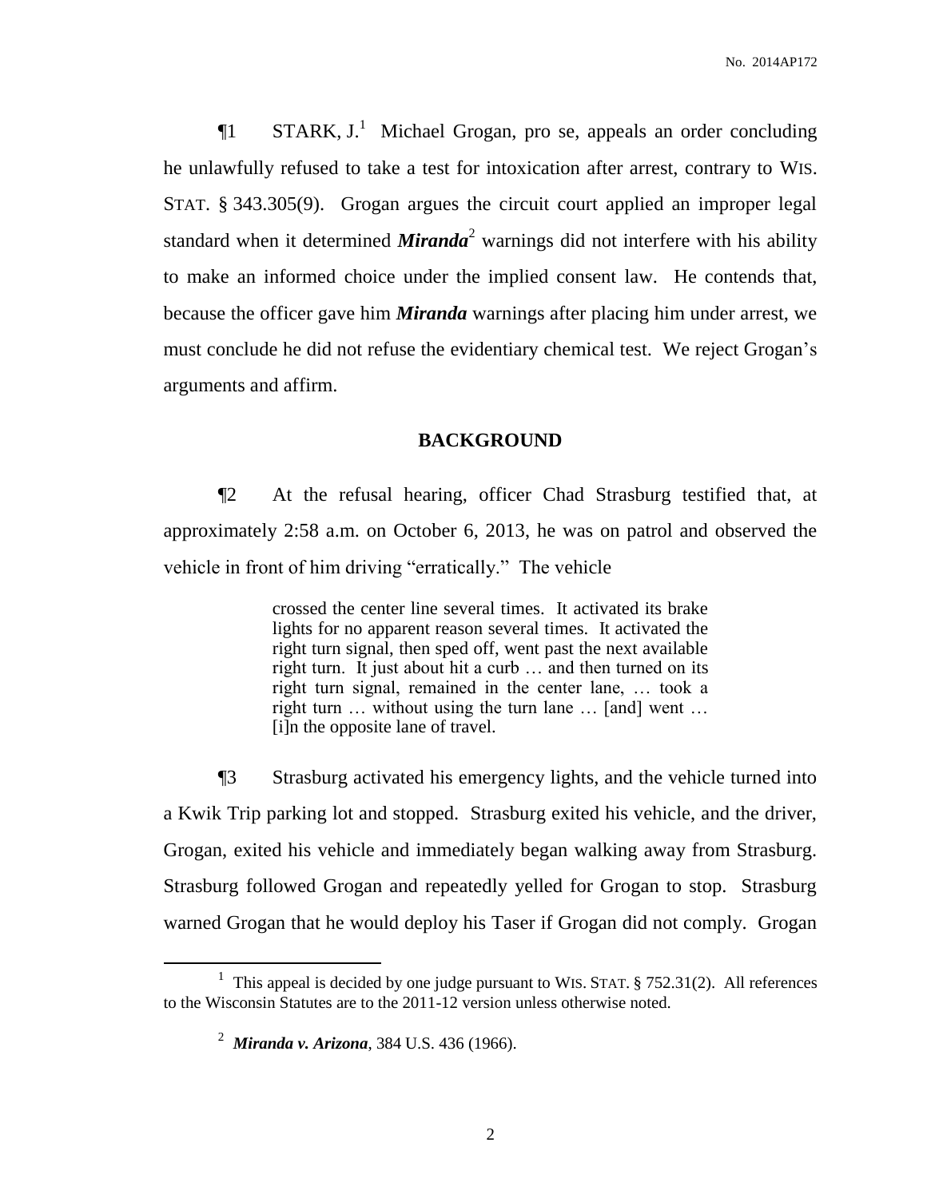¶1 STARK, J.[1] Michael Grogan, pro se, appeals an order concluding he unlawfully refused to take a test for intoxication after arrest, contrary to WIS. STAT. § 343.305(9). Grogan argues the circuit court applied an improper legal standard when it determined ***Miranda***[2] warnings did not interfere with his ability to make an informed choice under the implied consent law. He contends that, because the officer gave him ***Miranda*** warnings after placing him under arrest, we must conclude he did not refuse the evidentiary chemical test. We reject Grogan's arguments and affirm.

## BACKGROUND

¶2 At the refusal hearing, officer Chad Strasburg testified that, at approximately 2:58 a.m. on October 6, 2013, he was on patrol and observed the vehicle in front of him driving "erratically." The vehicle

> crossed the center line several times. It activated its brake lights for no apparent reason several times. It activated the right turn signal, then sped off, went past the next available right turn. It just about hit a curb … and then turned on its right turn signal, remained in the center lane, … took a right turn … without using the turn lane … [and] went … [i]n the opposite lane of travel.

¶3 Strasburg activated his emergency lights, and the vehicle turned into a Kwik Trip parking lot and stopped. Strasburg exited his vehicle, and the driver, Grogan, exited his vehicle and immediately began walking away from Strasburg. Strasburg followed Grogan and repeatedly yelled for Grogan to stop. Strasburg warned Grogan that he would deploy his Taser if Grogan did not comply. Grogan

---

[1] This appeal is decided by one judge pursuant to WIS. STAT. § 752.31(2). All references to the Wisconsin Statutes are to the 2011-12 version unless otherwise noted.

[2] ***Miranda v. Arizona***, 384 U.S. 436 (1966).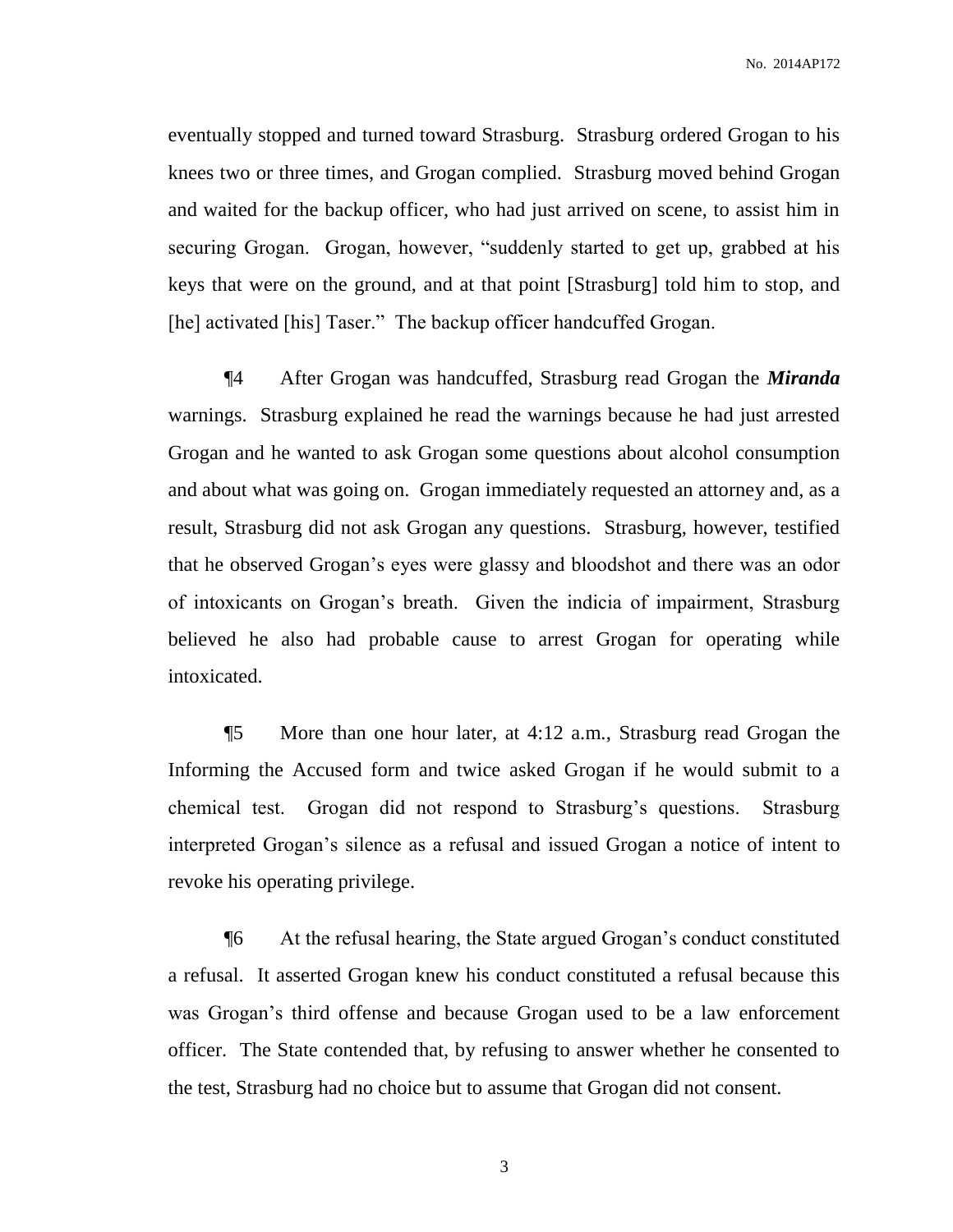eventually stopped and turned toward Strasburg. Strasburg ordered Grogan to his knees two or three times, and Grogan complied. Strasburg moved behind Grogan and waited for the backup officer, who had just arrived on scene, to assist him in securing Grogan. Grogan, however, "suddenly started to get up, grabbed at his keys that were on the ground, and at that point [Strasburg] told him to stop, and [he] activated [his] Taser." The backup officer handcuffed Grogan.

¶4 After Grogan was handcuffed, Strasburg read Grogan the ***Miranda*** warnings. Strasburg explained he read the warnings because he had just arrested Grogan and he wanted to ask Grogan some questions about alcohol consumption and about what was going on. Grogan immediately requested an attorney and, as a result, Strasburg did not ask Grogan any questions. Strasburg, however, testified that he observed Grogan's eyes were glassy and bloodshot and there was an odor of intoxicants on Grogan's breath. Given the indicia of impairment, Strasburg believed he also had probable cause to arrest Grogan for operating while intoxicated.

¶5 More than one hour later, at 4:12 a.m., Strasburg read Grogan the Informing the Accused form and twice asked Grogan if he would submit to a chemical test. Grogan did not respond to Strasburg's questions. Strasburg interpreted Grogan's silence as a refusal and issued Grogan a notice of intent to revoke his operating privilege.

¶6 At the refusal hearing, the State argued Grogan's conduct constituted a refusal. It asserted Grogan knew his conduct constituted a refusal because this was Grogan's third offense and because Grogan used to be a law enforcement officer. The State contended that, by refusing to answer whether he consented to the test, Strasburg had no choice but to assume that Grogan did not consent.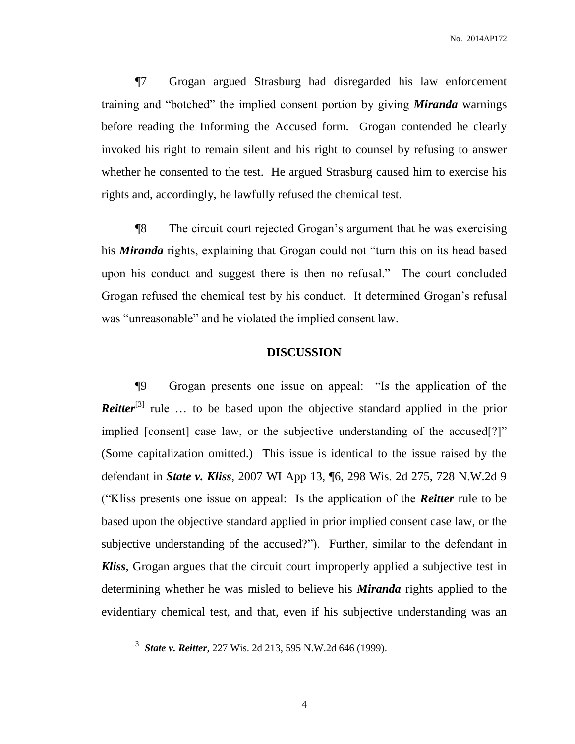¶7 Grogan argued Strasburg had disregarded his law enforcement training and "botched" the implied consent portion by giving ***Miranda*** warnings before reading the Informing the Accused form. Grogan contended he clearly invoked his right to remain silent and his right to counsel by refusing to answer whether he consented to the test. He argued Strasburg caused him to exercise his rights and, accordingly, he lawfully refused the chemical test.

¶8 The circuit court rejected Grogan's argument that he was exercising his ***Miranda*** rights, explaining that Grogan could not "turn this on its head based upon his conduct and suggest there is then no refusal." The court concluded Grogan refused the chemical test by his conduct. It determined Grogan's refusal was "unreasonable" and he violated the implied consent law.

## DISCUSSION

¶9 Grogan presents one issue on appeal: "Is the application of the ***Reitter***[3] rule … to be based upon the objective standard applied in the prior implied [consent] case law, or the subjective understanding of the accused[?]" (Some capitalization omitted.) This issue is identical to the issue raised by the defendant in ***State v. Kliss***, 2007 WI App 13, ¶6, 298 Wis. 2d 275, 728 N.W.2d 9 ("Kliss presents one issue on appeal: Is the application of the ***Reitter*** rule to be based upon the objective standard applied in prior implied consent case law, or the subjective understanding of the accused?"). Further, similar to the defendant in ***Kliss***, Grogan argues that the circuit court improperly applied a subjective test in determining whether he was misled to believe his ***Miranda*** rights applied to the evidentiary chemical test, and that, even if his subjective understanding was an

---

[3] ***State v. Reitter***, 227 Wis. 2d 213, 595 N.W.2d 646 (1999).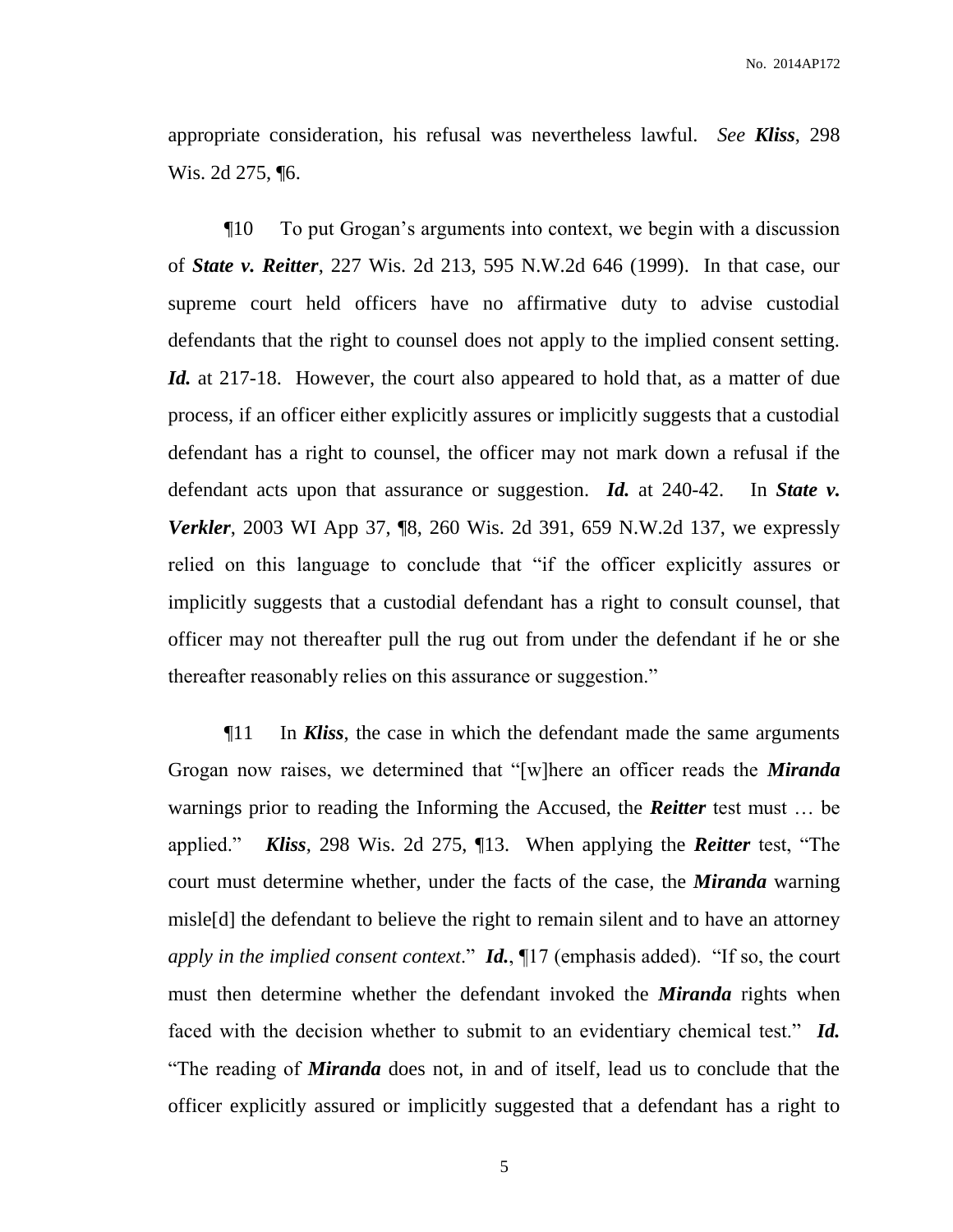appropriate consideration, his refusal was nevertheless lawful. *See* ***Kliss***, 298 Wis. 2d 275, ¶6.

¶10 To put Grogan's arguments into context, we begin with a discussion of ***State v. Reitter***, 227 Wis. 2d 213, 595 N.W.2d 646 (1999). In that case, our supreme court held officers have no affirmative duty to advise custodial defendants that the right to counsel does not apply to the implied consent setting. ***Id.*** at 217-18. However, the court also appeared to hold that, as a matter of due process, if an officer either explicitly assures or implicitly suggests that a custodial defendant has a right to counsel, the officer may not mark down a refusal if the defendant acts upon that assurance or suggestion. ***Id.*** at 240-42. In ***State v. Verkler***, 2003 WI App 37, ¶8, 260 Wis. 2d 391, 659 N.W.2d 137, we expressly relied on this language to conclude that "if the officer explicitly assures or implicitly suggests that a custodial defendant has a right to consult counsel, that officer may not thereafter pull the rug out from under the defendant if he or she thereafter reasonably relies on this assurance or suggestion."

¶11 In ***Kliss***, the case in which the defendant made the same arguments Grogan now raises, we determined that "[w]here an officer reads the ***Miranda*** warnings prior to reading the Informing the Accused, the ***Reitter*** test must … be applied." ***Kliss***, 298 Wis. 2d 275, ¶13. When applying the ***Reitter*** test, "The court must determine whether, under the facts of the case, the ***Miranda*** warning misle[d] the defendant to believe the right to remain silent and to have an attorney *apply in the implied consent context*." ***Id.***, ¶17 (emphasis added). "If so, the court must then determine whether the defendant invoked the ***Miranda*** rights when faced with the decision whether to submit to an evidentiary chemical test." ***Id.*** "The reading of ***Miranda*** does not, in and of itself, lead us to conclude that the officer explicitly assured or implicitly suggested that a defendant has a right to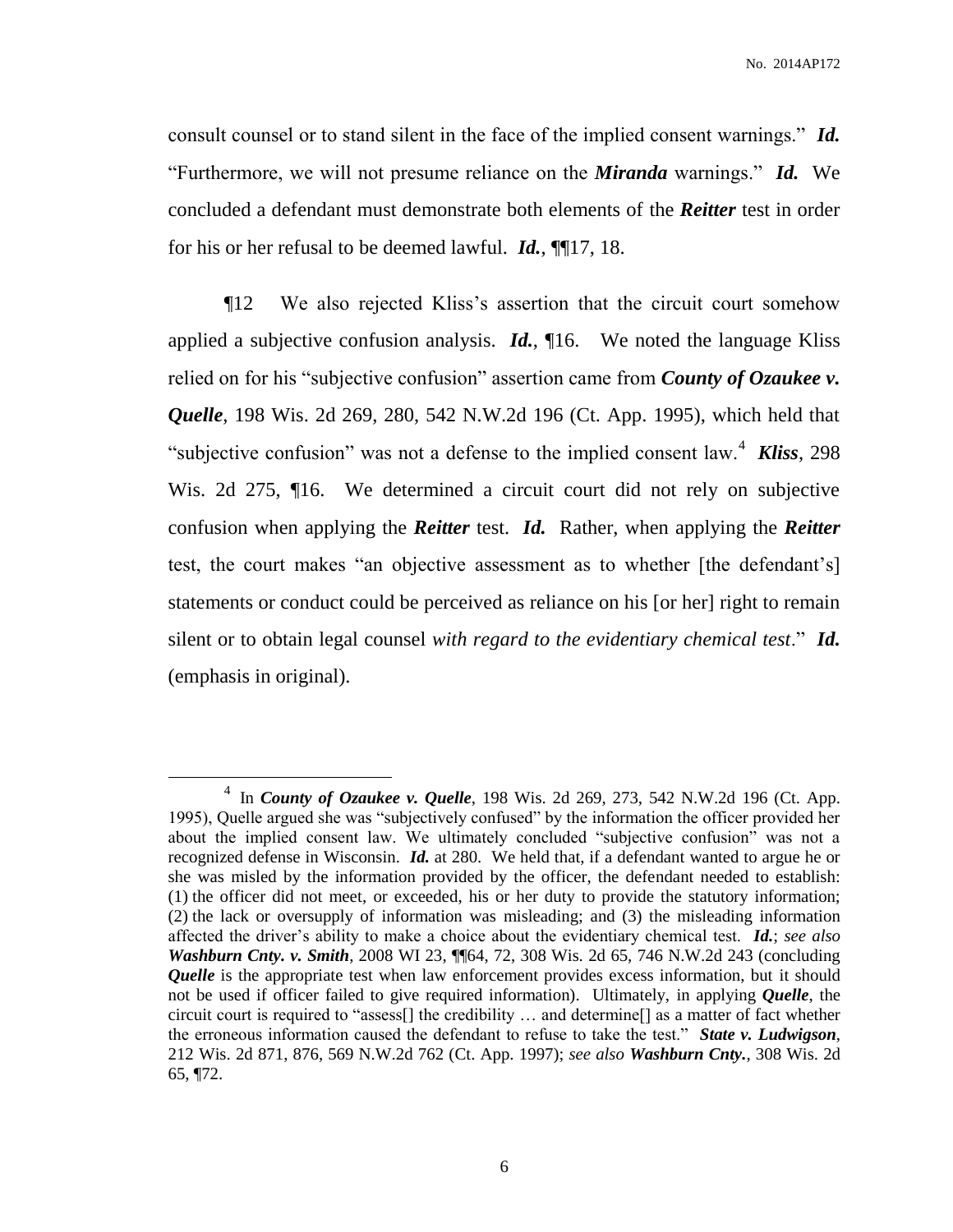consult counsel or to stand silent in the face of the implied consent warnings." ***Id.*** "Furthermore, we will not presume reliance on the ***Miranda*** warnings." ***Id.*** We concluded a defendant must demonstrate both elements of the ***Reitter*** test in order for his or her refusal to be deemed lawful. ***Id.***, ¶¶17, 18.

¶12 We also rejected Kliss's assertion that the circuit court somehow applied a subjective confusion analysis. ***Id.***, ¶16. We noted the language Kliss relied on for his "subjective confusion" assertion came from ***County of Ozaukee v. Quelle***, 198 Wis. 2d 269, 280, 542 N.W.2d 196 (Ct. App. 1995), which held that "subjective confusion" was not a defense to the implied consent law.[4] ***Kliss***, 298 Wis. 2d 275, ¶16. We determined a circuit court did not rely on subjective confusion when applying the ***Reitter*** test. ***Id.*** Rather, when applying the ***Reitter*** test, the court makes "an objective assessment as to whether [the defendant's] statements or conduct could be perceived as reliance on his [or her] right to remain silent or to obtain legal counsel *with regard to the evidentiary chemical test*." ***Id.*** (emphasis in original).

---

[4] In ***County of Ozaukee v. Quelle***, 198 Wis. 2d 269, 273, 542 N.W.2d 196 (Ct. App. 1995), Quelle argued she was "subjectively confused" by the information the officer provided her about the implied consent law. We ultimately concluded "subjective confusion" was not a recognized defense in Wisconsin. ***Id.*** at 280. We held that, if a defendant wanted to argue he or she was misled by the information provided by the officer, the defendant needed to establish: (1) the officer did not meet, or exceeded, his or her duty to provide the statutory information; (2) the lack or oversupply of information was misleading; and (3) the misleading information affected the driver's ability to make a choice about the evidentiary chemical test. ***Id.***; *see also* ***Washburn Cnty. v. Smith***, 2008 WI 23, ¶¶64, 72, 308 Wis. 2d 65, 746 N.W.2d 243 (concluding ***Quelle*** is the appropriate test when law enforcement provides excess information, but it should not be used if officer failed to give required information). Ultimately, in applying ***Quelle***, the circuit court is required to "assess[] the credibility … and determine[] as a matter of fact whether the erroneous information caused the defendant to refuse to take the test." ***State v. Ludwigson***, 212 Wis. 2d 871, 876, 569 N.W.2d 762 (Ct. App. 1997); *see also* ***Washburn Cnty.***, 308 Wis. 2d 65, ¶72.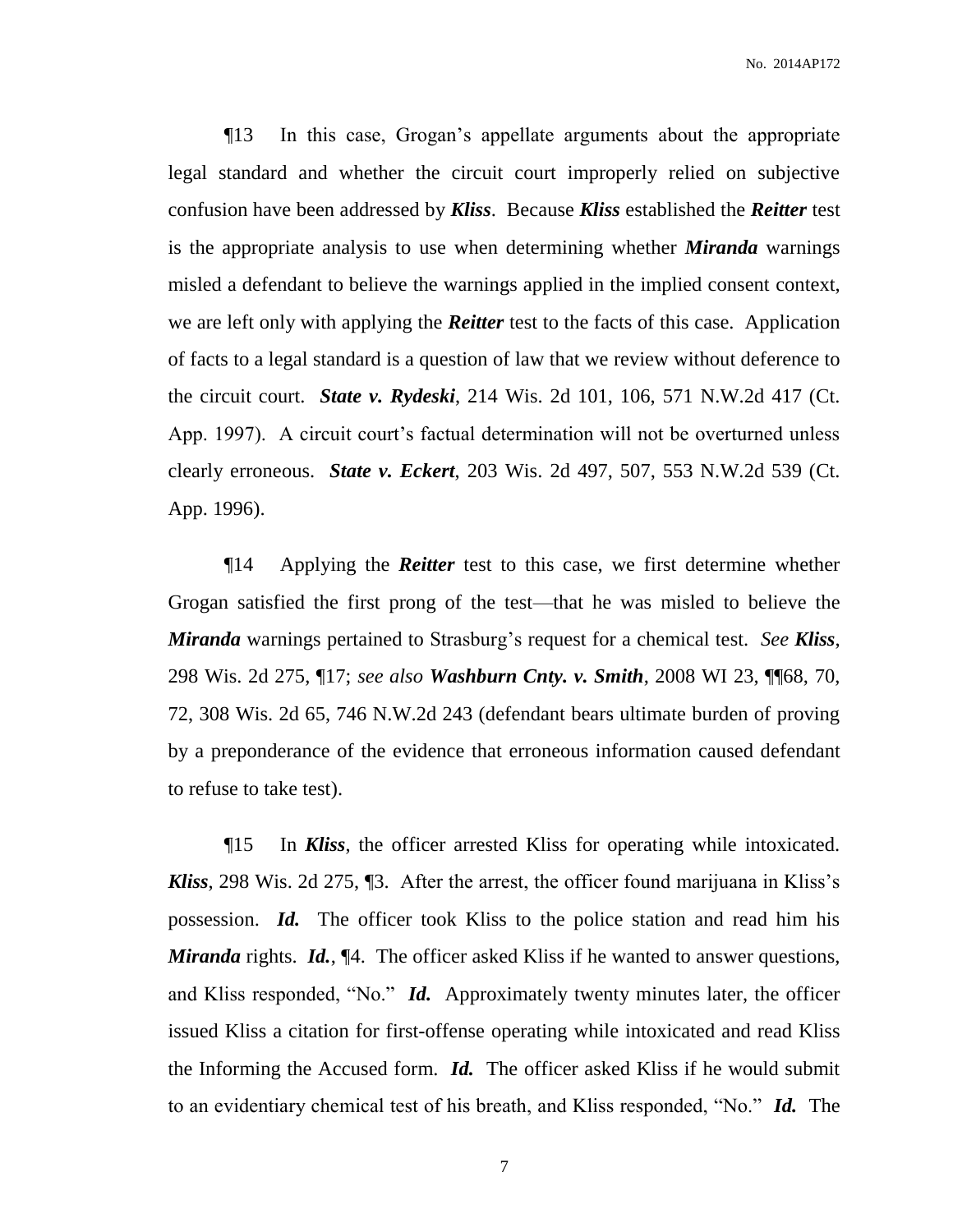¶13 In this case, Grogan's appellate arguments about the appropriate legal standard and whether the circuit court improperly relied on subjective confusion have been addressed by ***Kliss***. Because ***Kliss*** established the ***Reitter*** test is the appropriate analysis to use when determining whether ***Miranda*** warnings misled a defendant to believe the warnings applied in the implied consent context, we are left only with applying the ***Reitter*** test to the facts of this case. Application of facts to a legal standard is a question of law that we review without deference to the circuit court. ***State v. Rydeski***, 214 Wis. 2d 101, 106, 571 N.W.2d 417 (Ct. App. 1997). A circuit court's factual determination will not be overturned unless clearly erroneous. ***State v. Eckert***, 203 Wis. 2d 497, 507, 553 N.W.2d 539 (Ct. App. 1996).

¶14 Applying the ***Reitter*** test to this case, we first determine whether Grogan satisfied the first prong of the test—that he was misled to believe the ***Miranda*** warnings pertained to Strasburg's request for a chemical test. *See* ***Kliss***, 298 Wis. 2d 275, ¶17; *see also* ***Washburn Cnty. v. Smith***, 2008 WI 23, ¶¶68, 70, 72, 308 Wis. 2d 65, 746 N.W.2d 243 (defendant bears ultimate burden of proving by a preponderance of the evidence that erroneous information caused defendant to refuse to take test).

¶15 In ***Kliss***, the officer arrested Kliss for operating while intoxicated. ***Kliss***, 298 Wis. 2d 275, ¶3. After the arrest, the officer found marijuana in Kliss's possession. ***Id.*** The officer took Kliss to the police station and read him his ***Miranda*** rights. ***Id.***, ¶4. The officer asked Kliss if he wanted to answer questions, and Kliss responded, "No." ***Id.*** Approximately twenty minutes later, the officer issued Kliss a citation for first-offense operating while intoxicated and read Kliss the Informing the Accused form. ***Id.*** The officer asked Kliss if he would submit to an evidentiary chemical test of his breath, and Kliss responded, "No." ***Id.*** The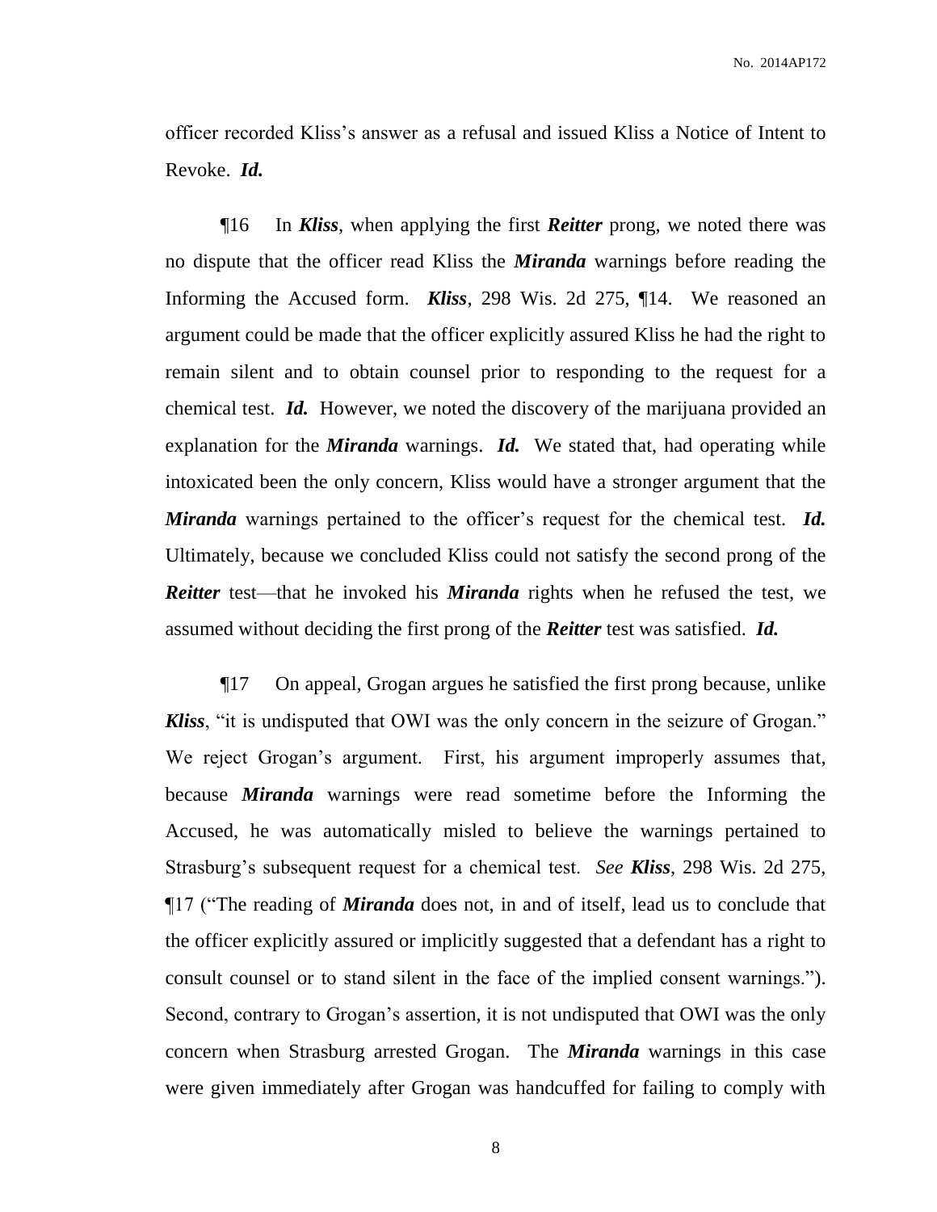officer recorded Kliss's answer as a refusal and issued Kliss a Notice of Intent to Revoke. ***Id.***

¶16 In ***Kliss***, when applying the first ***Reitter*** prong, we noted there was no dispute that the officer read Kliss the ***Miranda*** warnings before reading the Informing the Accused form. ***Kliss***, 298 Wis. 2d 275, ¶14. We reasoned an argument could be made that the officer explicitly assured Kliss he had the right to remain silent and to obtain counsel prior to responding to the request for a chemical test. ***Id.*** However, we noted the discovery of the marijuana provided an explanation for the ***Miranda*** warnings. ***Id.*** We stated that, had operating while intoxicated been the only concern, Kliss would have a stronger argument that the ***Miranda*** warnings pertained to the officer's request for the chemical test. ***Id.*** Ultimately, because we concluded Kliss could not satisfy the second prong of the ***Reitter*** test—that he invoked his ***Miranda*** rights when he refused the test, we assumed without deciding the first prong of the ***Reitter*** test was satisfied. ***Id.***

¶17 On appeal, Grogan argues he satisfied the first prong because, unlike ***Kliss***, "it is undisputed that OWI was the only concern in the seizure of Grogan." We reject Grogan's argument. First, his argument improperly assumes that, because ***Miranda*** warnings were read sometime before the Informing the Accused, he was automatically misled to believe the warnings pertained to Strasburg's subsequent request for a chemical test. *See* ***Kliss***, 298 Wis. 2d 275, ¶17 ("The reading of ***Miranda*** does not, in and of itself, lead us to conclude that the officer explicitly assured or implicitly suggested that a defendant has a right to consult counsel or to stand silent in the face of the implied consent warnings."). Second, contrary to Grogan's assertion, it is not undisputed that OWI was the only concern when Strasburg arrested Grogan. The ***Miranda*** warnings in this case were given immediately after Grogan was handcuffed for failing to comply with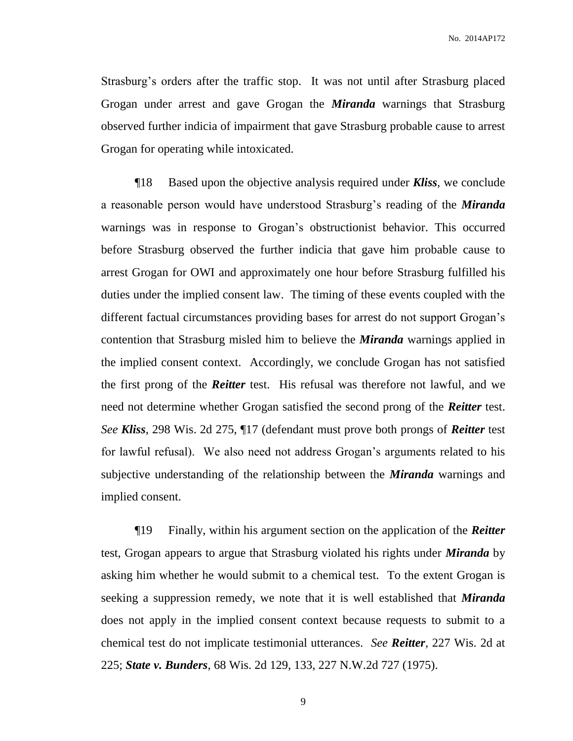Strasburg's orders after the traffic stop. It was not until after Strasburg placed Grogan under arrest and gave Grogan the ***Miranda*** warnings that Strasburg observed further indicia of impairment that gave Strasburg probable cause to arrest Grogan for operating while intoxicated.

¶18 Based upon the objective analysis required under ***Kliss***, we conclude a reasonable person would have understood Strasburg's reading of the ***Miranda*** warnings was in response to Grogan's obstructionist behavior. This occurred before Strasburg observed the further indicia that gave him probable cause to arrest Grogan for OWI and approximately one hour before Strasburg fulfilled his duties under the implied consent law. The timing of these events coupled with the different factual circumstances providing bases for arrest do not support Grogan's contention that Strasburg misled him to believe the ***Miranda*** warnings applied in the implied consent context. Accordingly, we conclude Grogan has not satisfied the first prong of the ***Reitter*** test. His refusal was therefore not lawful, and we need not determine whether Grogan satisfied the second prong of the ***Reitter*** test. *See* ***Kliss***, 298 Wis. 2d 275, ¶17 (defendant must prove both prongs of ***Reitter*** test for lawful refusal). We also need not address Grogan's arguments related to his subjective understanding of the relationship between the ***Miranda*** warnings and implied consent.

¶19 Finally, within his argument section on the application of the ***Reitter*** test, Grogan appears to argue that Strasburg violated his rights under ***Miranda*** by asking him whether he would submit to a chemical test. To the extent Grogan is seeking a suppression remedy, we note that it is well established that ***Miranda*** does not apply in the implied consent context because requests to submit to a chemical test do not implicate testimonial utterances. *See* ***Reitter***, 227 Wis. 2d at 225; ***State v. Bunders***, 68 Wis. 2d 129, 133, 227 N.W.2d 727 (1975).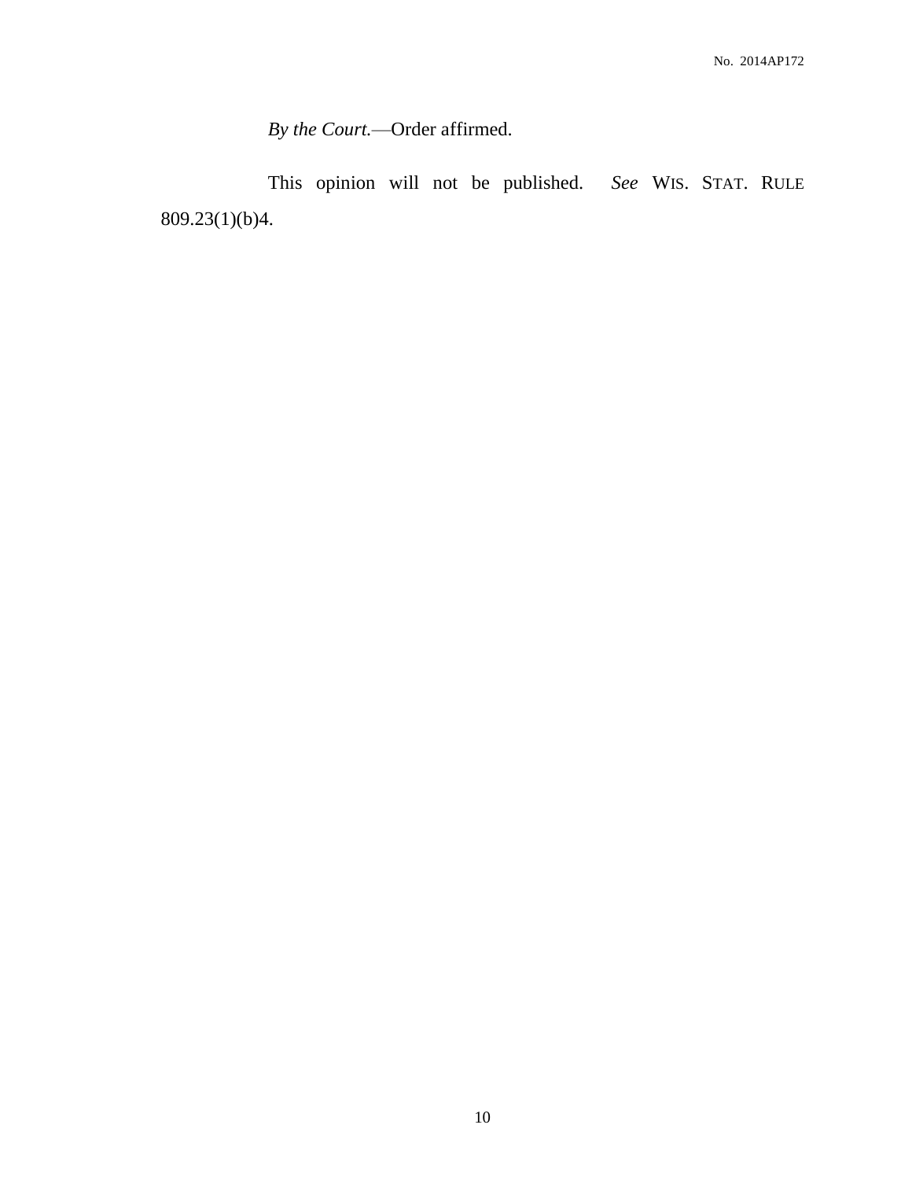*By the Court.*—Order affirmed.

This opinion will not be published. *See* WIS. STAT. RULE 809.23(1)(b)4.